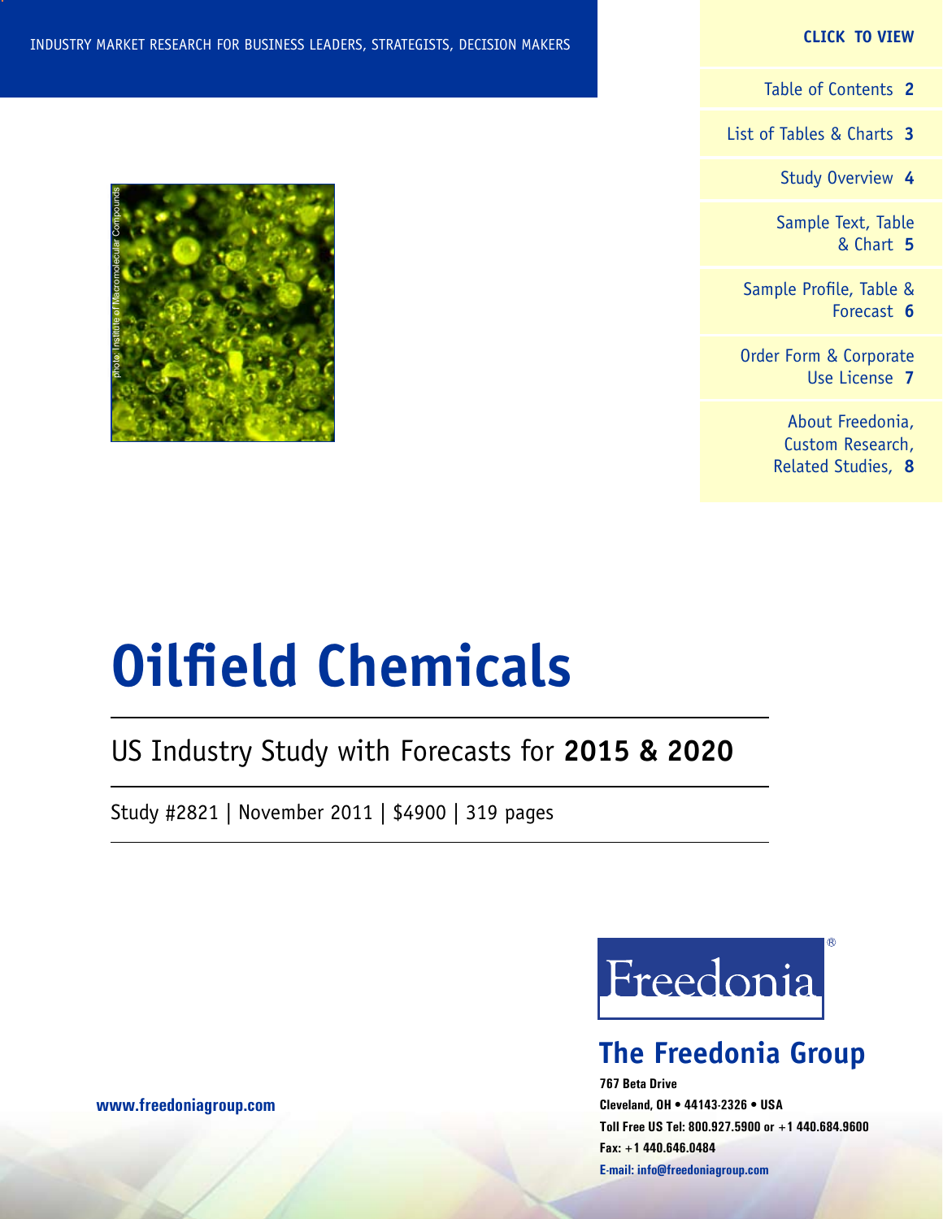INDUSTRY MARKET RESEARCH FOR BUSINESS LEADERS, STRATEGISTS, DECISION MAKERS

**CLICK TO VIEW**

- Table of Contents **2**
- List of Tables & Charts **3**
- Study Overview **4**
- Sample Text, Table & Chart **5**
- Sample Profile, Table & Forecast **6**
- Order Form & Corporate Use License **7**
- About Freedonia, Custom Research, Related Studies, **8**

photo: Institute of Macromolecular Compounds

# Oilfield Chemicals

## US Industry Study with Forecasts for **2015 & 2020**

Study #2821 | November 2011 | $4900 | 319 pages

Freedonia®

## The Freedonia Group

**767 Beta Drive**
**Cleveland, OH • 44143-2326 • USA**
**Toll Free US Tel: 800.927.5900 or +1 440.684.9600**
**Fax: +1 440.646.0484**
**E-mail: info@freedoniagroup.com**

**www.freedoniagroup.com**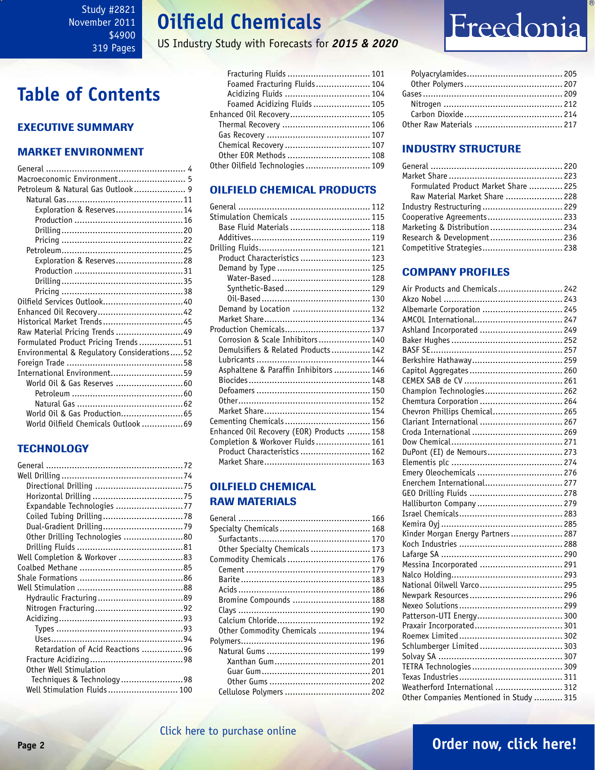Study #2821
November 2011
$4900
319 Pages

# Oilfield Chemicals

US Industry Study with Forecasts for ***2015 & 2020***

Freedonia

# Table of Contents

## EXECUTIVE SUMMARY

## MARKET ENVIRONMENT

- General ... 4
- Macroeconomic Environment ... 5
- Petroleum & Natural Gas Outlook ... 9
  - Natural Gas ... 11
    - Exploration & Reserves ... 14
    - Production ... 16
    - Drilling ... 20
    - Pricing ... 22
  - Petroleum ... 25
    - Exploration & Reserves ... 28
    - Production ... 31
    - Drilling ... 35
    - Pricing ... 38
- Oilfield Services Outlook ... 40
- Enhanced Oil Recovery ... 42
- Historical Market Trends ... 45
- Raw Material Pricing Trends ... 49
- Formulated Product Pricing Trends ... 51
- Environmental & Regulatory Considerations ... 52
- Foreign Trade ... 58
- International Environment ... 59
  - World Oil & Gas Reserves ... 60
    - Petroleum ... 60
    - Natural Gas ... 62
  - World Oil & Gas Production ... 65
  - World Oilfield Chemicals Outlook ... 69

## TECHNOLOGY

- General ... 72
- Well Drilling ... 74
  - Directional Drilling ... 75
  - Horizontal Drilling ... 75
  - Expandable Technologies ... 77
  - Coiled Tubing Drilling ... 78
  - Dual-Gradient Drilling ... 79
  - Other Drilling Technologies ... 80
  - Drilling Fluids ... 81
- Well Completion & Workover ... 83
- Coalbed Methane ... 85
- Shale Formations ... 86
- Well Stimulation ... 88
  - Hydraulic Fracturing ... 89
  - Nitrogen Fracturing ... 92
  - Acidizing ... 93
    - Types ... 93
    - Uses ... 94
    - Retardation of Acid Reactions ... 96
  - Fracture Acidizing ... 98
  - Other Well Stimulation Techniques & Technology ... 98
  - Well Stimulation Fluids ... 100
    - Fracturing Fluids ... 101
    - Foamed Fracturing Fluids ... 104
    - Acidizing Fluids ... 104
    - Foamed Acidizing Fluids ... 105
- Enhanced Oil Recovery ... 105
  - Thermal Recovery ... 106
  - Gas Recovery ... 107
  - Chemical Recovery ... 107
  - Other EOR Methods ... 108
- Other Oilfield Technologies ... 109

## OILFIELD CHEMICAL PRODUCTS

- General ... 112
- Stimulation Chemicals ... 115
  - Base Fluid Materials ... 118
  - Additives ... 119
- Drilling Fluids ... 121
  - Product Characteristics ... 123
  - Demand by Type ... 125
    - Water-Based ... 128
    - Synthetic-Based ... 129
    - Oil-Based ... 130
  - Demand by Location ... 132
  - Market Share ... 134
- Production Chemicals ... 137
  - Corrosion & Scale Inhibitors ... 140
  - Demulsifiers & Related Products ... 142
  - Lubricants ... 144
  - Asphaltene & Paraffin Inhibitors ... 146
  - Biocides ... 148
  - Defoamers ... 150
  - Other ... 152
  - Market Share ... 154
- Cementing Chemicals ... 156
- Enhanced Oil Recovery (EOR) Products ... 158
- Completion & Workover Fluids ... 161
  - Product Characteristics ... 162
  - Market Share ... 163

## OILFIELD CHEMICAL RAW MATERIALS

- General ... 166
- Specialty Chemicals ... 168
  - Surfactants ... 170
  - Other Specialty Chemicals ... 173
- Commodity Chemicals ... 176
  - Cement ... 179
  - Barite ... 183
  - Acids ... 186
  - Bromine Compounds ... 188
  - Clays ... 190
  - Calcium Chloride ... 192
  - Other Commodity Chemicals ... 194
- Polymers ... 196
  - Natural Gums ... 199
    - Xanthan Gum ... 201
    - Guar Gum ... 201
    - Other Gums ... 202
  - Cellulose Polymers ... 202
  - Polyacrylamides ... 205
  - Other Polymers ... 207
- Gases ... 209
  - Nitrogen ... 212
  - Carbon Dioxide ... 214
- Other Raw Materials ... 217

## INDUSTRY STRUCTURE

- General ... 220
- Market Share ... 223
  - Formulated Product Market Share ... 225
  - Raw Material Market Share ... 228
- Industry Restructuring ... 229
- Cooperative Agreements ... 233
- Marketing & Distribution ... 234
- Research & Development ... 236
- Competitive Strategies ... 238

## COMPANY PROFILES

- Air Products and Chemicals ... 242
- Akzo Nobel ... 243
- Albemarle Corporation ... 245
- AMCOL International ... 247
- Ashland Incorporated ... 249
- Baker Hughes ... 252
- BASF SE ... 257
- Berkshire Hathaway ... 259
- Capitol Aggregates ... 260
- CEMEX SAB de CV ... 261
- Champion Technologies ... 262
- Chemtura Corporation ... 264
- Chevron Phillips Chemical ... 265
- Clariant International ... 267
- Croda International ... 269
- Dow Chemical ... 271
- DuPont (EI) de Nemours ... 273
- Elementis plc ... 274
- Emery Oleochemicals ... 276
- Enerchem International ... 277
- GEO Drilling Fluids ... 278
- Halliburton Company ... 279
- Israel Chemicals ... 283
- Kemira Oyj ... 285
- Kinder Morgan Energy Partners ... 287
- Koch Industries ... 288
- Lafarge SA ... 290
- Messina Incorporated ... 291
- Nalco Holding ... 293
- National Oilwell Varco ... 295
- Newpark Resources ... 296
- Nexeo Solutions ... 299
- Patterson-UTI Energy ... 300
- Praxair Incorporated ... 301
- Roemex Limited ... 302
- Schlumberger Limited ... 303
- Solvay SA ... 307
- TETRA Technologies ... 309
- Texas Industries ... 311
- Weatherford International ... 312
- Other Companies Mentioned in Study ... 315

Click here to purchase online

**Order now, click here!**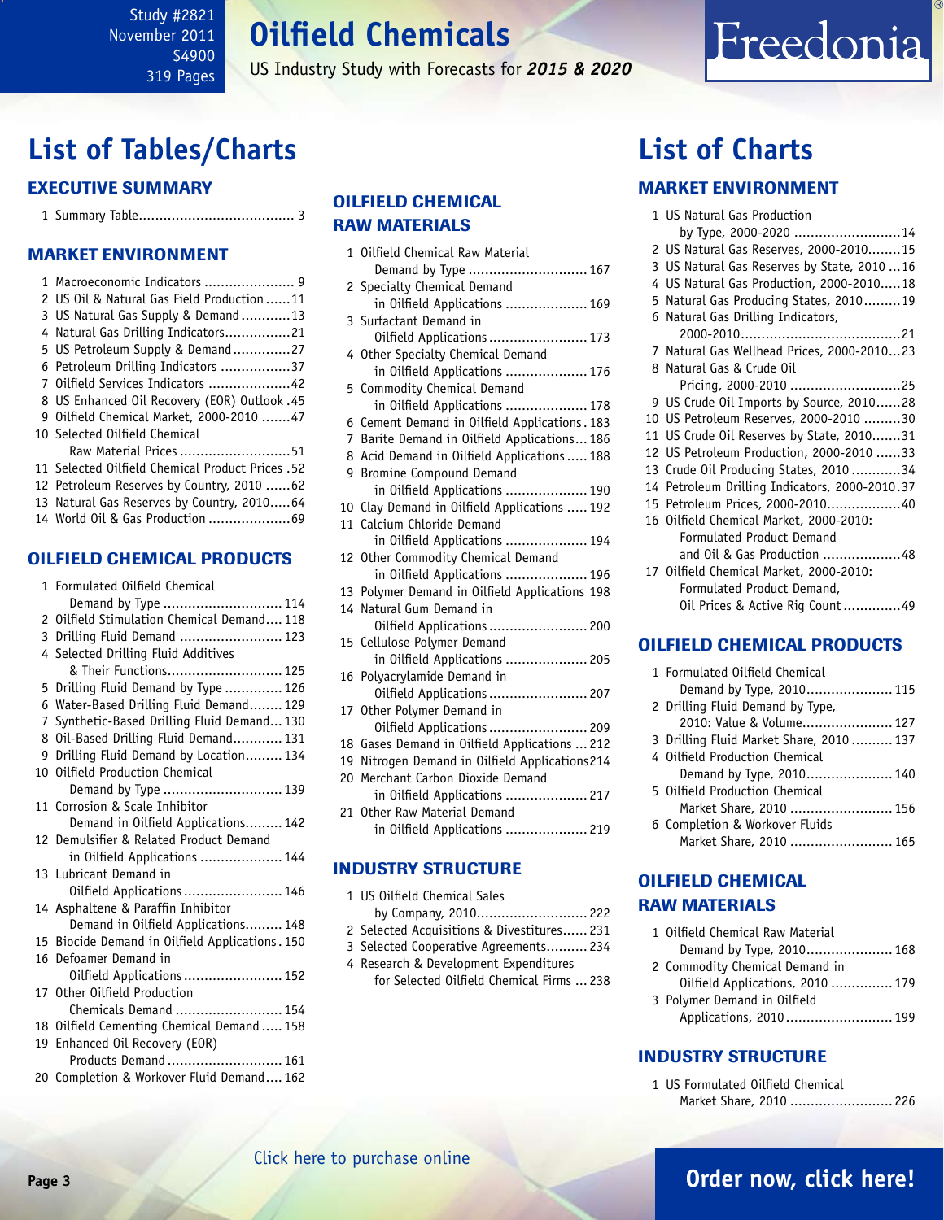# List of Tables/Charts

## EXECUTIVE SUMMARY

1 Summary Table ..................................... 3

## MARKET ENVIRONMENT

1 Macroeconomic Indicators ...................... 9
2 US Oil & Natural Gas Field Production ......11
3 US Natural Gas Supply & Demand ............13
4 Natural Gas Drilling Indicators................21
5 US Petroleum Supply & Demand ..............27
6 Petroleum Drilling Indicators .................37
7 Oilfield Services Indicators ....................42
8 US Enhanced Oil Recovery (EOR) Outlook .45
9 Oilfield Chemical Market, 2000-2010 .......47
10 Selected Oilfield Chemical Raw Material Prices ...........................51
11 Selected Oilfield Chemical Product Prices .52
12 Petroleum Reserves by Country, 2010 ......62
13 Natural Gas Reserves by Country, 2010.....64
14 World Oil & Gas Production ....................69

## OILFIELD CHEMICAL PRODUCTS

1 Formulated Oilfield Chemical Demand by Type ............................. 114
2 Oilfield Stimulation Chemical Demand.... 118
3 Drilling Fluid Demand ......................... 123
4 Selected Drilling Fluid Additives & Their Functions............................ 125
5 Drilling Fluid Demand by Type .............. 126
6 Water-Based Drilling Fluid Demand......... 129
7 Synthetic-Based Drilling Fluid Demand... 130
8 Oil-Based Drilling Fluid Demand............ 131
9 Drilling Fluid Demand by Location......... 134
10 Oilfield Production Chemical Demand by Type ............................. 139
11 Corrosion & Scale Inhibitor Demand in Oilfield Applications......... 142
12 Demulsifier & Related Product Demand in Oilfield Applications .................... 144
13 Lubricant Demand in Oilfield Applications........................ 146
14 Asphaltene & Paraffin Inhibitor Demand in Oilfield Applications......... 148
15 Biocide Demand in Oilfield Applications. 150
16 Defoamer Demand in Oilfield Applications........................ 152
17 Other Oilfield Production Chemicals Demand .......................... 154
18 Oilfield Cementing Chemical Demand ..... 158
19 Enhanced Oil Recovery (EOR) Products Demand ............................ 161
20 Completion & Workover Fluid Demand.... 162

## OILFIELD CHEMICAL RAW MATERIALS

1 Oilfield Chemical Raw Material Demand by Type ............................. 167
2 Specialty Chemical Demand in Oilfield Applications .................... 169
3 Surfactant Demand in Oilfield Applications........................ 173
4 Other Specialty Chemical Demand in Oilfield Applications .................... 176
5 Commodity Chemical Demand in Oilfield Applications .................... 178
6 Cement Demand in Oilfield Applications. 183
7 Barite Demand in Oilfield Applications... 186
8 Acid Demand in Oilfield Applications..... 188
9 Bromine Compound Demand in Oilfield Applications .................... 190
10 Clay Demand in Oilfield Applications ..... 192
11 Calcium Chloride Demand in Oilfield Applications .................... 194
12 Other Commodity Chemical Demand in Oilfield Applications .................... 196
13 Polymer Demand in Oilfield Applications 198
14 Natural Gum Demand in Oilfield Applications........................ 200
15 Cellulose Polymer Demand in Oilfield Applications .................... 205
16 Polyacrylamide Demand in Oilfield Applications........................ 207
17 Other Polymer Demand in Oilfield Applications........................ 209
18 Gases Demand in Oilfield Applications ... 212
19 Nitrogen Demand in Oilfield Applications214
20 Merchant Carbon Dioxide Demand in Oilfield Applications .................... 217
21 Other Raw Material Demand in Oilfield Applications .................... 219

## INDUSTRY STRUCTURE

1 US Oilfield Chemical Sales by Company, 2010........................... 222
2 Selected Acquisitions & Divestitures...... 231
3 Selected Cooperative Agreements.......... 234
4 Research & Development Expenditures for Selected Oilfield Chemical Firms ... 238

# List of Charts

## MARKET ENVIRONMENT

1 US Natural Gas Production by Type, 2000-2020 ..........................14
2 US Natural Gas Reserves, 2000-2010........15
3 US Natural Gas Reserves by State, 2010 ...16
4 US Natural Gas Production, 2000-2010.....18
5 Natural Gas Producing States, 2010.........19
6 Natural Gas Drilling Indicators, 2000-2010.......................................21
7 Natural Gas Wellhead Prices, 2000-2010...23
8 Natural Gas & Crude Oil Pricing, 2000-2010 ...........................25
9 US Crude Oil Imports by Source, 2010......28
10 US Petroleum Reserves, 2000-2010 .........30
11 US Crude Oil Reserves by State, 2010.......31
12 US Petroleum Production, 2000-2010 ......33
13 Crude Oil Producing States, 2010 ............34
14 Petroleum Drilling Indicators, 2000-2010.37
15 Petroleum Prices, 2000-2010..................40
16 Oilfield Chemical Market, 2000-2010: Formulated Product Demand and Oil & Gas Production ..................48
17 Oilfield Chemical Market, 2000-2010: Formulated Product Demand, Oil Prices & Active Rig Count ..............49

## OILFIELD CHEMICAL PRODUCTS

1 Formulated Oilfield Chemical Demand by Type, 2010..................... 115
2 Drilling Fluid Demand by Type, 2010: Value & Volume...................... 127
3 Drilling Fluid Market Share, 2010 .......... 137
4 Oilfield Production Chemical Demand by Type, 2010..................... 140
5 Oilfield Production Chemical Market Share, 2010 ......................... 156
6 Completion & Workover Fluids Market Share, 2010 ......................... 165

## OILFIELD CHEMICAL RAW MATERIALS

1 Oilfield Chemical Raw Material Demand by Type, 2010..................... 168
2 Commodity Chemical Demand in Oilfield Applications, 2010 ............... 179
3 Polymer Demand in Oilfield Applications, 2010.......................... 199

## INDUSTRY STRUCTURE

1 US Formulated Oilfield Chemical Market Share, 2010 ......................... 226

Click here to purchase online

Order now, click here!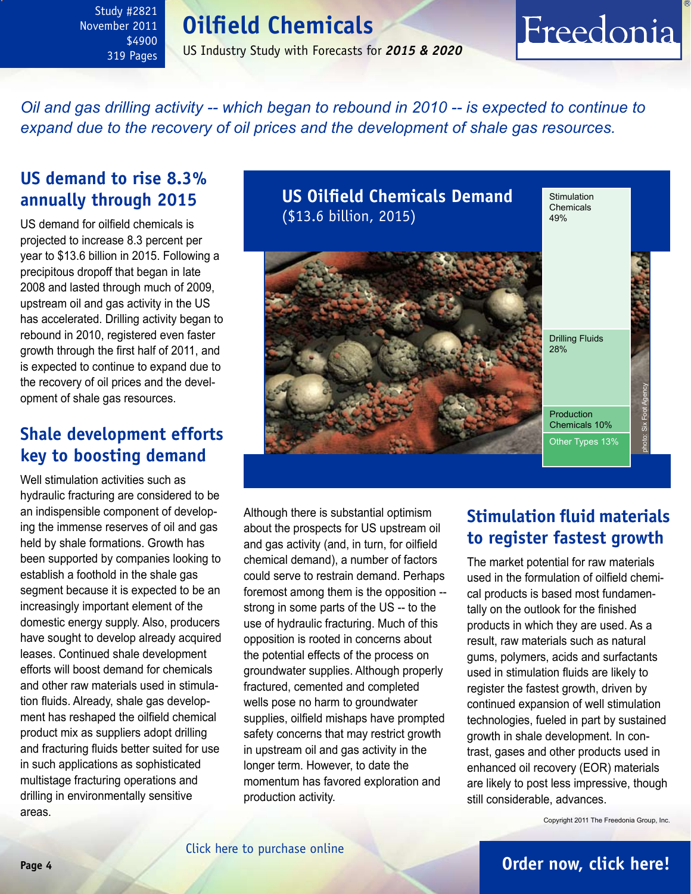Study #2821
November 2011
$4900
319 Pages

# Oilfield Chemicals

US Industry Study with Forecasts for ***2015 & 2020***

*Oil and gas drilling activity -- which began to rebound in 2010 -- is expected to continue to expand due to the recovery of oil prices and the development of shale gas resources.*

## US demand to rise 8.3% annually through 2015

US demand for oilfield chemicals is projected to increase 8.3 percent per year to $13.6 billion in 2015. Following a precipitous dropoff that began in late 2008 and lasted through much of 2009, upstream oil and gas activity in the US has accelerated. Drilling activity began to rebound in 2010, registered even faster growth through the first half of 2011, and is expected to continue to expand due to the recovery of oil prices and the development of shale gas resources.

## Shale development efforts key to boosting demand

Well stimulation activities such as hydraulic fracturing are considered to be an indispensible component of developing the immense reserves of oil and gas held by shale formations. Growth has been supported by companies looking to establish a foothold in the shale gas segment because it is expected to be an increasingly important element of the domestic energy supply. Also, producers have sought to develop already acquired leases. Continued shale development efforts will boost demand for chemicals and other raw materials used in stimulation fluids. Already, shale gas development has reshaped the oilfield chemical product mix as suppliers adopt drilling and fracturing fluids better suited for use in such applications as sophisticated multistage fracturing operations and drilling in environmentally sensitive areas.

**US Oilfield Chemicals Demand**
($13.6 billion, 2015)

| Type | Share |
|---|---|
| Stimulation Chemicals | 49% |
| Drilling Fluids | 28% |
| Production Chemicals | 10% |
| Other Types | 13% |

photo: Six Foot Agency

Although there is substantial optimism about the prospects for US upstream oil and gas activity (and, in turn, for oilfield chemical demand), a number of factors could serve to restrain demand. Perhaps foremost among them is the opposition -- strong in some parts of the US -- to the use of hydraulic fracturing. Much of this opposition is rooted in concerns about the potential effects of the process on groundwater supplies. Although properly fractured, cemented and completed wells pose no harm to groundwater supplies, oilfield mishaps have prompted safety concerns that may restrict growth in upstream oil and gas activity in the longer term. However, to date the momentum has favored exploration and production activity.

## Stimulation fluid materials to register fastest growth

The market potential for raw materials used in the formulation of oilfield chemical products is based most fundamentally on the outlook for the finished products in which they are used. As a result, raw materials such as natural gums, polymers, acids and surfactants used in stimulation fluids are likely to register the fastest growth, driven by continued expansion of well stimulation technologies, fueled in part by sustained growth in shale development. In contrast, gases and other products used in enhanced oil recovery (EOR) materials are likely to post less impressive, though still considerable, advances.

Copyright 2011 The Freedonia Group, Inc.

Click here to purchase online

**Order now, click here!**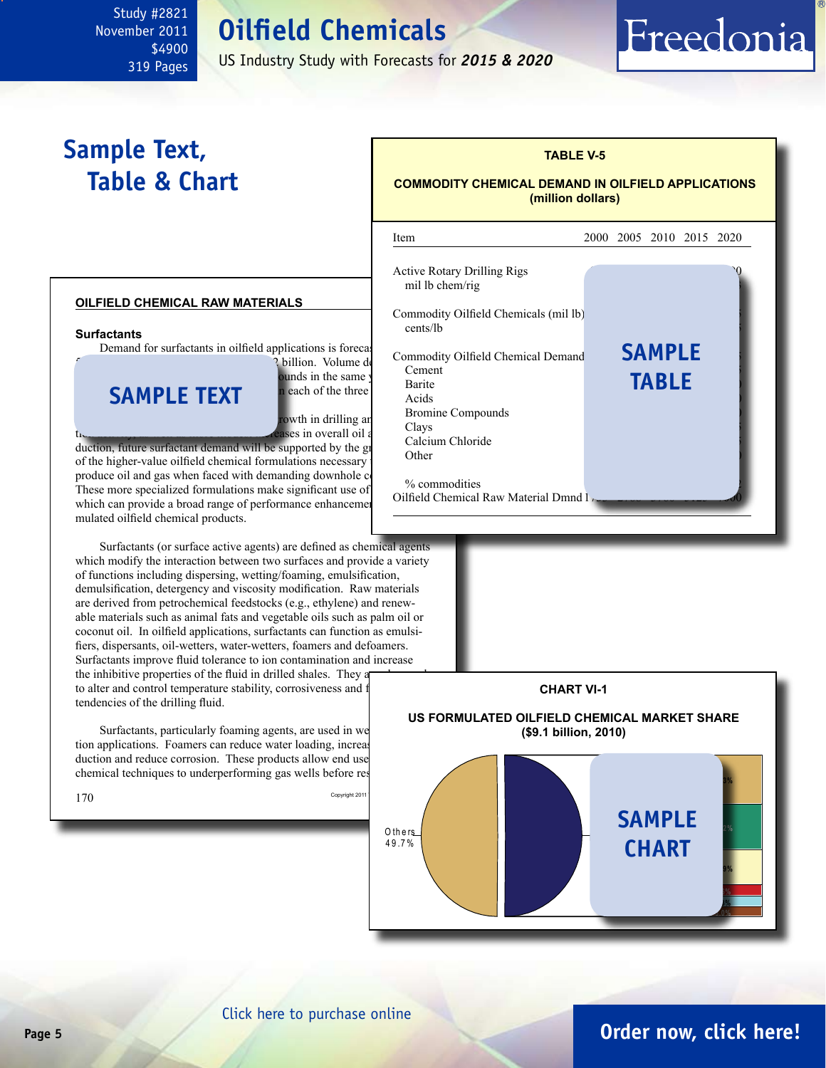Study #2821
November 2011
$4900
319 Pages

# Oilfield Chemicals

US Industry Study with Forecasts for ***2015 & 2020***

Freedonia

## Sample Text, Table & Chart

**TABLE V-5**

**COMMODITY CHEMICAL DEMAND IN OILFIELD APPLICATIONS (million dollars)**

| Item | 2000 | 2005 | 2010 | 2015 | 2020 |
|---|---|---|---|---|---|
| Active Rotary Drilling Rigs | | | | | |
| mil lb chem/rig | | | | | |
| Commodity Oilfield Chemicals (mil lb) | | | | | |
| cents/lb | | | | | |
| Commodity Oilfield Chemical Demand | | | | | |
| Cement | | | | | |
| Barite | | | | | |
| Acids | | | | | |
| Bromine Compounds | | | | | |
| Clays | | | | | |
| Calcium Chloride | | | | | |
| Other | | | | | |
| % commodities | | | | | |
| Oilfield Chemical Raw Material Dmnd | | | | | |

SAMPLE TABLE

### OILFIELD CHEMICAL RAW MATERIALS

**Surfactants**

Demand for surfactants in oilfield applications is foreca... billion. Volume d... ounds in the same ... each of the three ... rowth in drilling a... eases in overall oil ... duction, future surfactant demand will be supported by the gr... of the higher-value oilfield chemical formulations necessary ... produce oil and gas when faced with demanding downhole c... These more specialized formulations make significant use of ... which can provide a broad range of performance enhancemen... mulated oilfield chemical products.

SAMPLE TEXT

Surfactants (or surface active agents) are defined as chemical agents which modify the interaction between two surfaces and provide a variety of functions including dispersing, wetting/foaming, emulsification, demulsification, detergency and viscosity modification. Raw materials are derived from petrochemical feedstocks (e.g., ethylene) and renewable materials such as animal fats and vegetable oils such as palm oil or coconut oil. In oilfield applications, surfactants can function as emulsifiers, dispersants, oil-wetters, water-wetters, foamers and defoamers. Surfactants improve fluid tolerance to ion contamination and increase the inhibitive properties of the fluid in drilled shales. They a... to alter and control temperature stability, corrosiveness and f... tendencies of the drilling fluid.

Surfactants, particularly foaming agents, are used in we... tion applications. Foamers can reduce water loading, increa... duction and reduce corrosion. These products allow end use... chemical techniques to underperforming gas wells before re...

**CHART VI-1**

**US FORMULATED OILFIELD CHEMICAL MARKET SHARE ($9.1 billion, 2010)**

Others 49.7%

SAMPLE CHART

Click here to purchase online

Order now, click here!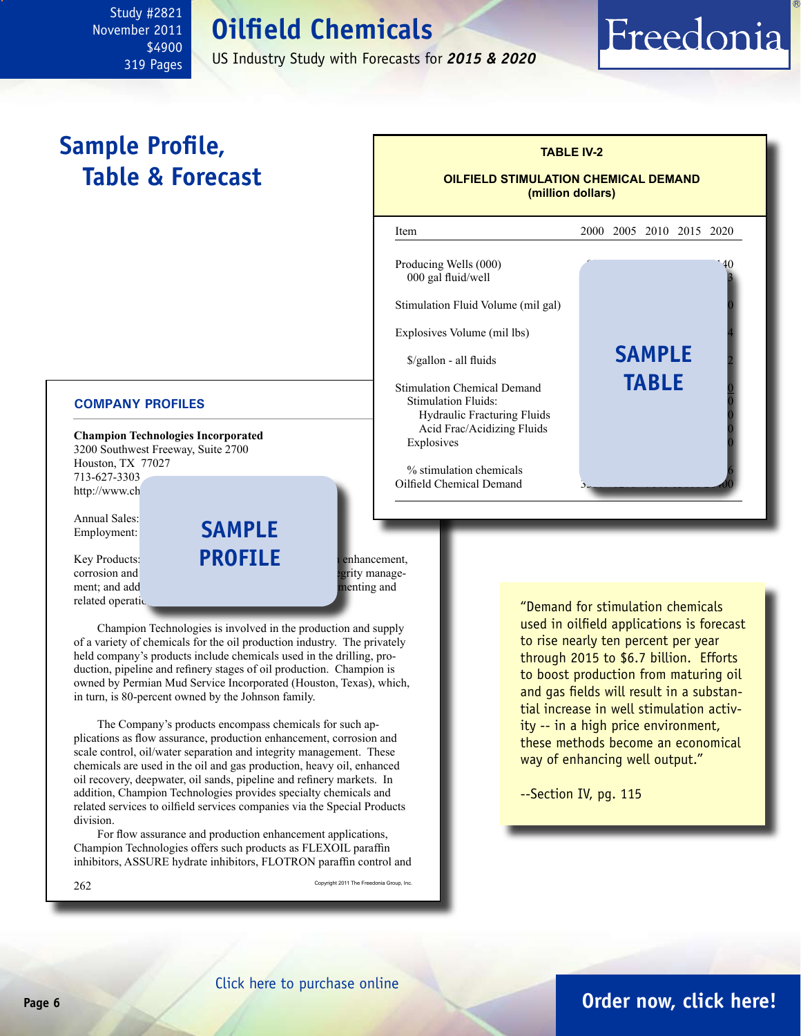## Sample Profile, Table & Forecast

**TABLE IV-2**

**OILFIELD STIMULATION CHEMICAL DEMAND (million dollars)**

| Item | 2000 | 2005 | 2010 | 2015 | 2020 |
|---|---|---|---|---|---|
| Producing Wells (000) | | | | | 40 |
| 000 gal fluid/well | | | | | |
| Stimulation Fluid Volume (mil gal) | | | | | |
| Explosives Volume (mil lbs) | | | | | |
| $/gallon - all fluids | | | | | |
| Stimulation Chemical Demand | | | | | |
| Stimulation Fluids: | | | | | |
| Hydraulic Fracturing Fluids | | | | | |
| Acid Frac/Acidizing Fluids | | | | | |
| Explosives | | | | | |
| % stimulation chemicals | | | | | |
| Oilfield Chemical Demand | | | | | 00 |

SAMPLE TABLE

### COMPANY PROFILES

**Champion Technologies Incorporated**
3200 Southwest Freeway, Suite 2700
Houston, TX 77027
713-627-3303
http://www.ch

Annual Sales:
Employment:

Key Products: ... enhancement, corrosion and ... grity management; and add... menting and related operatio...

SAMPLE PROFILE

Champion Technologies is involved in the production and supply of a variety of chemicals for the oil production industry. The privately held company's products include chemicals used in the drilling, production, pipeline and refinery stages of oil production. Champion is owned by Permian Mud Service Incorporated (Houston, Texas), which, in turn, is 80-percent owned by the Johnson family.

The Company's products encompass chemicals for such applications as flow assurance, production enhancement, corrosion and scale control, oil/water separation and integrity management. These chemicals are used in the oil and gas production, heavy oil, enhanced oil recovery, deepwater, oil sands, pipeline and refinery markets. In addition, Champion Technologies provides specialty chemicals and related services to oilfield services companies via the Special Products division.

For flow assurance and production enhancement applications, Champion Technologies offers such products as FLEXOIL paraffin inhibitors, ASSURE hydrate inhibitors, FLOTRON paraffin control and

"Demand for stimulation chemicals used in oilfield applications is forecast to rise nearly ten percent per year through 2015 to $6.7 billion. Efforts to boost production from maturing oil and gas fields will result in a substantial increase in well stimulation activity -- in a high price environment, these methods become an economical way of enhancing well output."

--Section IV, pg. 115

Click here to purchase online

**Order now, click here!**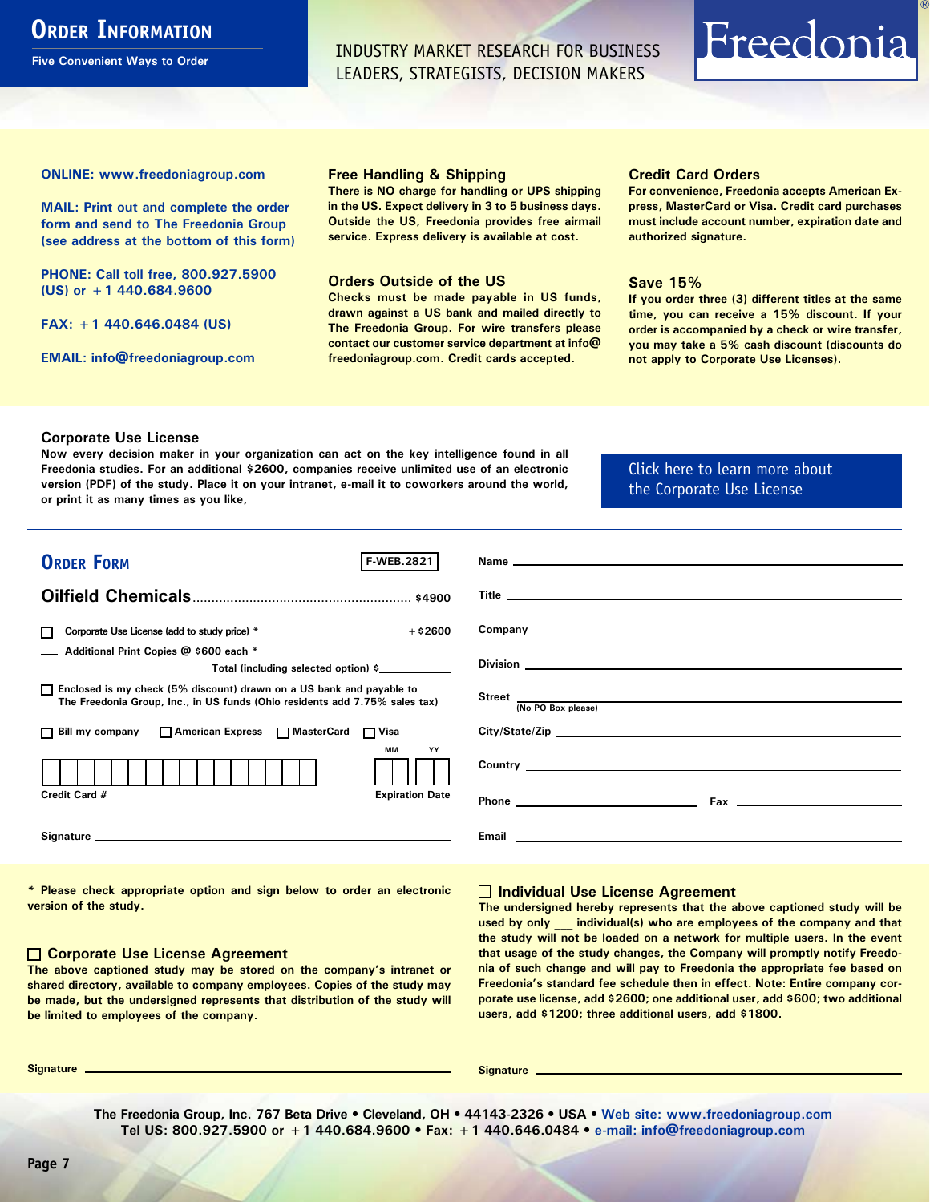# Order Information

**Five Convenient Ways to Order**

INDUSTRY MARKET RESEARCH FOR BUSINESS LEADERS, STRATEGISTS, DECISION MAKERS

Freedonia®

**ONLINE: www.freedoniagroup.com**

**MAIL: Print out and complete the order form and send to The Freedonia Group (see address at the bottom of this form)**

**PHONE: Call toll free, 800.927.5900 (US) or +1 440.684.9600**

**FAX: +1 440.646.0484 (US)**

**EMAIL: info@freedoniagroup.com**

### Free Handling & Shipping

There is NO charge for handling or UPS shipping in the US. Expect delivery in 3 to 5 business days. Outside the US, Freedonia provides free airmail service. Express delivery is available at cost.

### Orders Outside of the US

Checks must be made payable in US funds, drawn against a US bank and mailed directly to The Freedonia Group. For wire transfers please contact our customer service department at info@freedoniagroup.com. Credit cards accepted.

### Credit Card Orders

For convenience, Freedonia accepts American Express, MasterCard or Visa. Credit card purchases must include account number, expiration date and authorized signature.

### Save 15%

If you order three (3) different titles at the same time, you can receive a 15% discount. If your order is accompanied by a check or wire transfer, you may take a 5% cash discount (discounts do not apply to Corporate Use Licenses).

### Corporate Use License

Now every decision maker in your organization can act on the key intelligence found in all Freedonia studies. For an additional $2600, companies receive unlimited use of an electronic version (PDF) of the study. Place it on your intranet, e-mail it to coworkers around the world, or print it as many times as you like,

Click here to learn more about the Corporate Use License

## Order Form

F-WEB.2821

**Oilfield Chemicals** ........................................................ $4900

☐ Corporate Use License (add to study price) * +$2600

___ Additional Print Copies @ $600 each *

Total (including selected option) $________

☐ Enclosed is my check (5% discount) drawn on a US bank and payable to The Freedonia Group, Inc., in US funds (Ohio residents add 7.75% sales tax)

☐ Bill my company ☐ American Express ☐ MasterCard ☐ Visa

Credit Card # ____________________ Expiration Date MM __ YY __

Signature ____________________

Name ____________________

Title ____________________

Company ____________________

Division ____________________

Street ____________________ (No PO Box please)

City/State/Zip ____________________

Country ____________________

Phone ____________________ Fax ____________________

Email ____________________

\* Please check appropriate option and sign below to order an electronic version of the study.

### ☐ Corporate Use License Agreement

The above captioned study may be stored on the company's intranet or shared directory, available to company employees. Copies of the study may be made, but the undersigned represents that distribution of the study will be limited to employees of the company.

Signature ____________________

### ☐ Individual Use License Agreement

The undersigned hereby represents that the above captioned study will be used by only ___ individual(s) who are employees of the company and that the study will not be loaded on a network for multiple users. In the event that usage of the study changes, the Company will promptly notify Freedonia of such change and will pay to Freedonia the appropriate fee based on Freedonia's standard fee schedule then in effect. Note: Entire company corporate use license, add $2600; one additional user, add $600; two additional users, add $1200; three additional users, add $1800.

Signature ____________________

**The Freedonia Group, Inc. 767 Beta Drive • Cleveland, OH • 44143-2326 • USA • Web site: www.freedoniagroup.com**
**Tel US: 800.927.5900 or +1 440.684.9600 • Fax: +1 440.646.0484 • e-mail: info@freedoniagroup.com**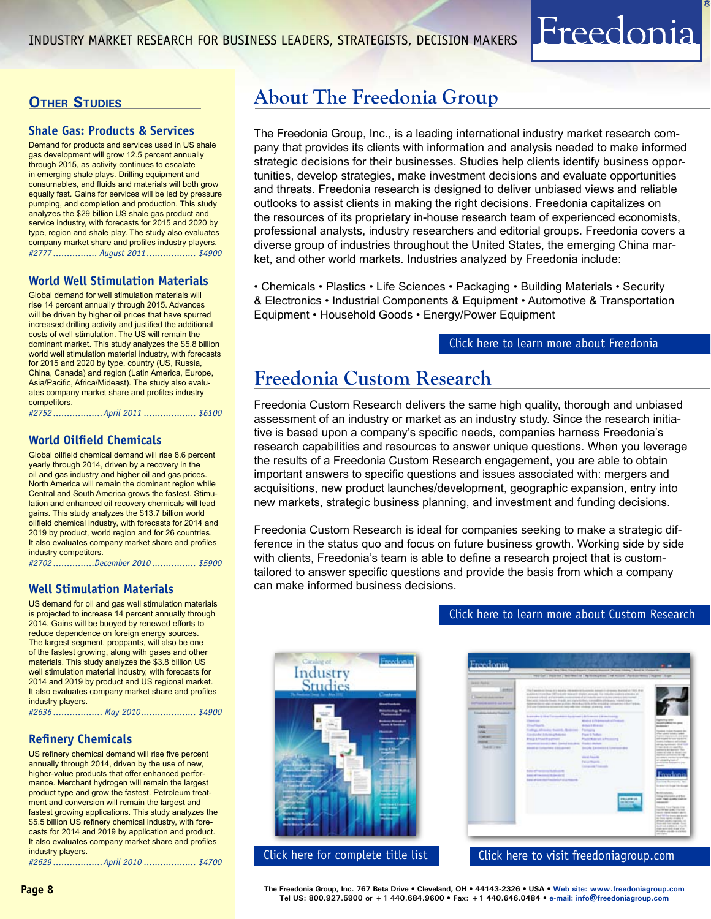## Other Studies

### Shale Gas: Products & Services

Demand for products and services used in US shale gas development will grow 12.5 percent annually through 2015, as activity continues to escalate in emerging shale plays. Drilling equipment and consumables, and fluids and materials will both grow equally fast. Gains for services will be led by pressure pumping, and completion and production. This study analyzes the $29 billion US shale gas product and service industry, with forecasts for 2015 and 2020 by type, region and shale play. The study also evaluates company market share and profiles industry players.

*#2777 ................ August 2011 .................. $4900*

### World Well Stimulation Materials

Global demand for well stimulation materials will rise 14 percent annually through 2015. Advances will be driven by higher oil prices that have spurred increased drilling activity and justified the additional costs of well stimulation. The US will remain the dominant market. This study analyzes the $5.8 billion world well stimulation material industry, with forecasts for 2015 and 2020 by type, country (US, Russia, China, Canada) and region (Latin America, Europe, Asia/Pacific, Africa/Mideast). The study also evaluates company market share and profiles industry competitors.

*#2752 .................. April 2011 ................... $6100*

### World Oilfield Chemicals

Global oilfield chemical demand will rise 8.6 percent yearly through 2014, driven by a recovery in the oil and gas industry and higher oil and gas prices. North America will remain the dominant region while Central and South America grows the fastest. Stimulation and enhanced oil recovery chemicals will lead gains. This study analyzes the $13.7 billion world oilfield chemical industry, with forecasts for 2014 and 2019 by product, world region and for 26 countries. It also evaluates company market share and profiles industry competitors.

*#2702 ...............December 2010 ................ $5900*

### Well Stimulation Materials

US demand for oil and gas well stimulation materials is projected to increase 14 percent annually through 2014. Gains will be buoyed by renewed efforts to reduce dependence on foreign energy sources. The largest segment, proppants, will also be one of the fastest growing, along with gases and other materials. This study analyzes the $3.8 billion US well stimulation material industry, with forecasts for 2014 and 2019 by product and US regional market. It also evaluates company market share and profiles industry players.

*#2636 .................. May 2010.................... $4900*

### Refinery Chemicals

US refinery chemical demand will rise five percent annually through 2014, driven by the use of new, higher-value products that offer enhanced performance. Merchant hydrogen will remain the largest product type and grow the fastest. Petroleum treatment and conversion will remain the largest and fastest growing applications. This study analyzes the $5.5 billion US refinery chemical industry, with forecasts for 2014 and 2019 by application and product. It also evaluates company market share and profiles industry players.

*#2629 .................. April 2010 ................... $4700*

## About The Freedonia Group

The Freedonia Group, Inc., is a leading international industry market research company that provides its clients with information and analysis needed to make informed strategic decisions for their businesses. Studies help clients identify business opportunities, develop strategies, make investment decisions and evaluate opportunities and threats. Freedonia research is designed to deliver unbiased views and reliable outlooks to assist clients in making the right decisions. Freedonia capitalizes on the resources of its proprietary in-house research team of experienced economists, professional analysts, industry researchers and editorial groups. Freedonia covers a diverse group of industries throughout the United States, the emerging China market, and other world markets. Industries analyzed by Freedonia include:

• Chemicals • Plastics • Life Sciences • Packaging • Building Materials • Security & Electronics • Industrial Components & Equipment • Automotive & Transportation Equipment • Household Goods • Energy/Power Equipment

Click here to learn more about Freedonia

## Freedonia Custom Research

Freedonia Custom Research delivers the same high quality, thorough and unbiased assessment of an industry or market as an industry study. Since the research initiative is based upon a company's specific needs, companies harness Freedonia's research capabilities and resources to answer unique questions. When you leverage the results of a Freedonia Custom Research engagement, you are able to obtain important answers to specific questions and issues associated with: mergers and acquisitions, new product launches/development, geographic expansion, entry into new markets, strategic business planning, and investment and funding decisions.

Freedonia Custom Research is ideal for companies seeking to make a strategic difference in the status quo and focus on future business growth. Working side by side with clients, Freedonia's team is able to define a research project that is custom-tailored to answer specific questions and provide the basis from which a company can make informed business decisions.

Click here to learn more about Custom Research

Click here for complete title list

Click here to visit freedoniagroup.com

**The Freedonia Group, Inc. 767 Beta Drive • Cleveland, OH • 44143-2326 • USA • Web site: www.freedoniagroup.com**
**Tel US: 800.927.5900 or +1 440.684.9600 • Fax: +1 440.646.0484 • e-mail: info@freedoniagroup.com**